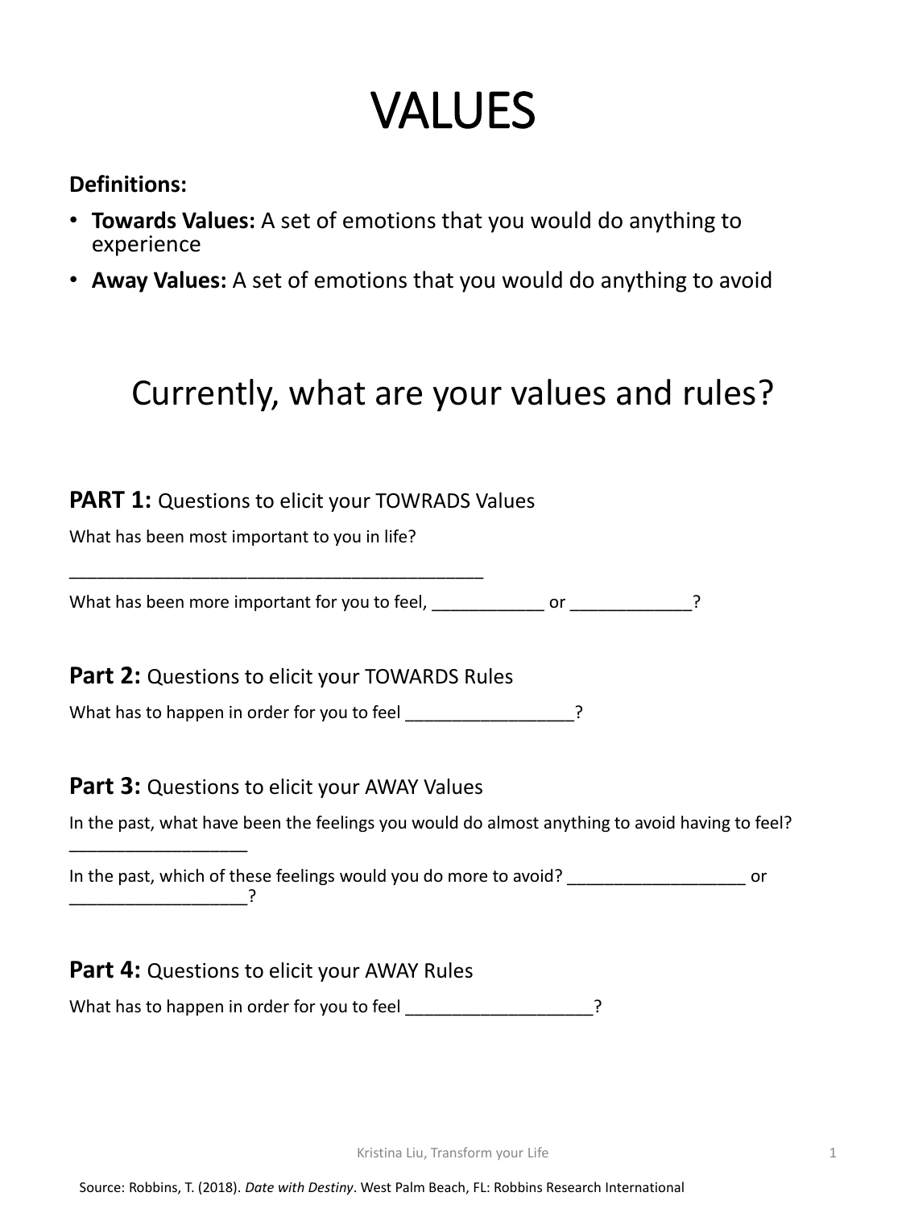# VALUES

**Definitions:**

- **Towards Values:** A set of emotions that you would do anything to experience
- **Away Values:** A set of emotions that you would do anything to avoid

## Currently, what are your values and rules?

### **PART 1:** Questions to elicit your TOWRADS Values

What has been most important to you in life?

______________________________________________

What has been more important for you to feel, ____________ or _____________?

### **Part 2:** Questions to elicit your TOWARDS Rules

What has to happen in order for you to feel __________________?

### **Part 3:** Questions to elicit your AWAY Values

In the past, what have been the feelings you would do almost anything to avoid having to feel? ___________________

In the past, which of these feelings would you do more to avoid? ___________________ or ___________________?

### **Part 4:** Questions to elicit your AWAY Rules

What has to happen in order for you to feel ____________________?

Kristina Liu, Transform your Life

Source: Robbins, T. (2018). *Date with Destiny*. West Palm Beach, FL: Robbins Research International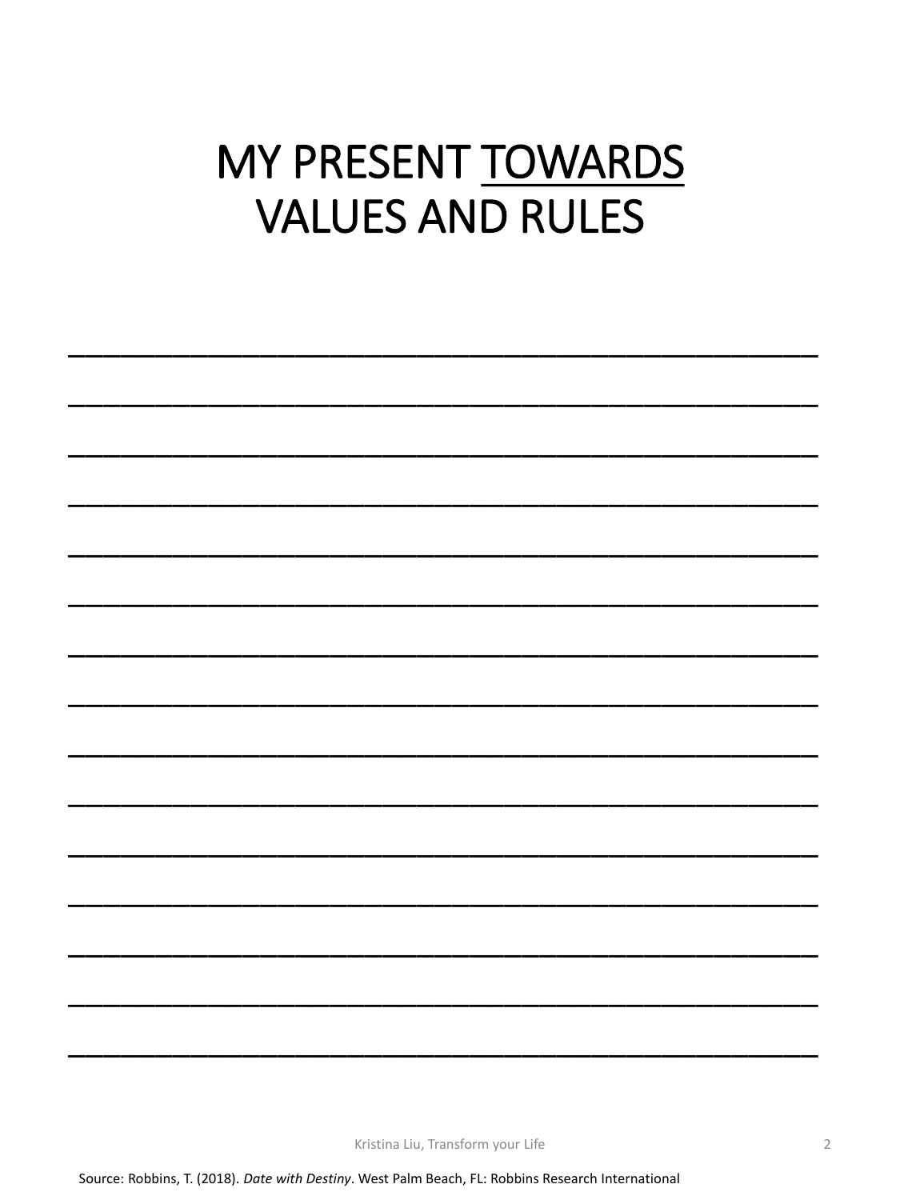# MY PRESENT <u>TOWARDS</u> VALUES AND RULES

\_\_\_\_\_\_\_\_\_\_\_\_\_\_\_\_\_\_\_\_\_\_\_\_\_\_\_\_\_\_\_\_\_\_\_\_\_\_\_\_\_\_\_\_

\_\_\_\_\_\_\_\_\_\_\_\_\_\_\_\_\_\_\_\_\_\_\_\_\_\_\_\_\_\_\_\_\_\_\_\_\_\_\_\_\_\_\_\_

\_\_\_\_\_\_\_\_\_\_\_\_\_\_\_\_\_\_\_\_\_\_\_\_\_\_\_\_\_\_\_\_\_\_\_\_\_\_\_\_\_\_\_\_

\_\_\_\_\_\_\_\_\_\_\_\_\_\_\_\_\_\_\_\_\_\_\_\_\_\_\_\_\_\_\_\_\_\_\_\_\_\_\_\_\_\_\_\_

\_\_\_\_\_\_\_\_\_\_\_\_\_\_\_\_\_\_\_\_\_\_\_\_\_\_\_\_\_\_\_\_\_\_\_\_\_\_\_\_\_\_\_\_

\_\_\_\_\_\_\_\_\_\_\_\_\_\_\_\_\_\_\_\_\_\_\_\_\_\_\_\_\_\_\_\_\_\_\_\_\_\_\_\_\_\_\_\_

\_\_\_\_\_\_\_\_\_\_\_\_\_\_\_\_\_\_\_\_\_\_\_\_\_\_\_\_\_\_\_\_\_\_\_\_\_\_\_\_\_\_\_\_

\_\_\_\_\_\_\_\_\_\_\_\_\_\_\_\_\_\_\_\_\_\_\_\_\_\_\_\_\_\_\_\_\_\_\_\_\_\_\_\_\_\_\_\_

\_\_\_\_\_\_\_\_\_\_\_\_\_\_\_\_\_\_\_\_\_\_\_\_\_\_\_\_\_\_\_\_\_\_\_\_\_\_\_\_\_\_\_\_

\_\_\_\_\_\_\_\_\_\_\_\_\_\_\_\_\_\_\_\_\_\_\_\_\_\_\_\_\_\_\_\_\_\_\_\_\_\_\_\_\_\_\_\_

\_\_\_\_\_\_\_\_\_\_\_\_\_\_\_\_\_\_\_\_\_\_\_\_\_\_\_\_\_\_\_\_\_\_\_\_\_\_\_\_\_\_\_\_

\_\_\_\_\_\_\_\_\_\_\_\_\_\_\_\_\_\_\_\_\_\_\_\_\_\_\_\_\_\_\_\_\_\_\_\_\_\_\_\_\_\_\_\_

\_\_\_\_\_\_\_\_\_\_\_\_\_\_\_\_\_\_\_\_\_\_\_\_\_\_\_\_\_\_\_\_\_\_\_\_\_\_\_\_\_\_\_\_

\_\_\_\_\_\_\_\_\_\_\_\_\_\_\_\_\_\_\_\_\_\_\_\_\_\_\_\_\_\_\_\_\_\_\_\_\_\_\_\_\_\_\_\_

\_\_\_\_\_\_\_\_\_\_\_\_\_\_\_\_\_\_\_\_\_\_\_\_\_\_\_\_\_\_\_\_\_\_\_\_\_\_\_\_\_\_\_\_

Source: Robbins, T. (2018). *Date with Destiny*. West Palm Beach, FL: Robbins Research International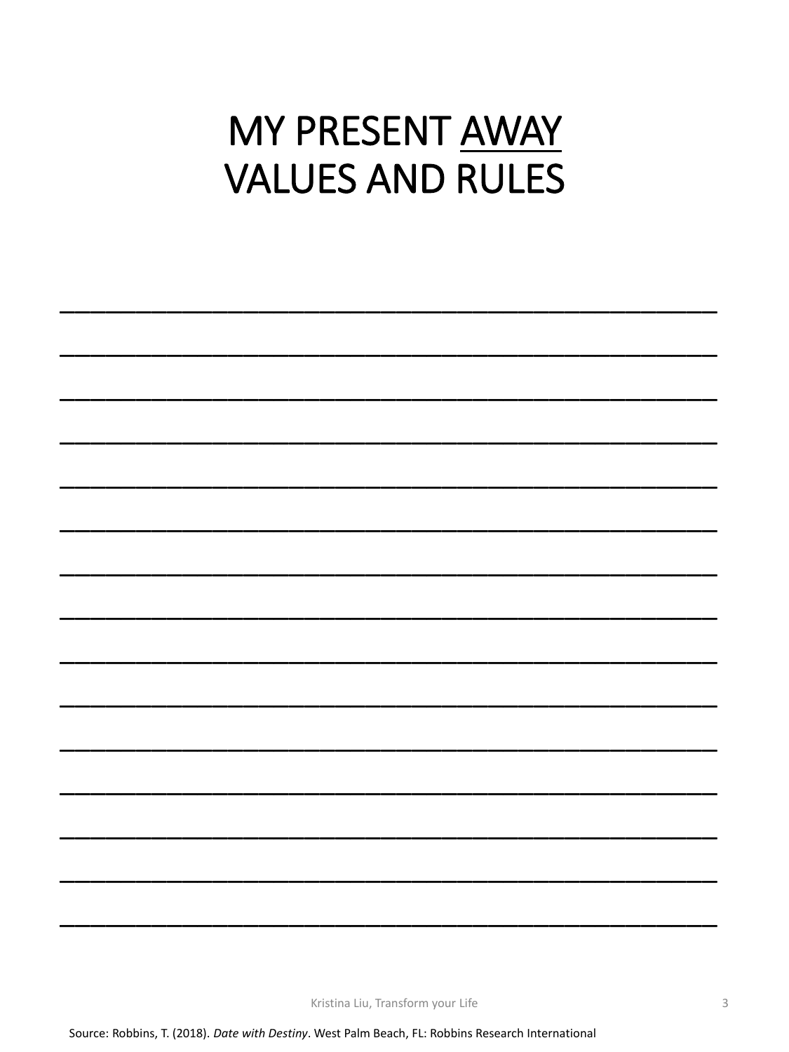# MY PRESENT <u>AWAY</u> VALUES AND RULES

______________________________________________

______________________________________________

______________________________________________

______________________________________________

______________________________________________

______________________________________________

______________________________________________

______________________________________________

______________________________________________

______________________________________________

______________________________________________

______________________________________________

______________________________________________

______________________________________________

______________________________________________

Source: Robbins, T. (2018). *Date with Destiny*. West Palm Beach, FL: Robbins Research International